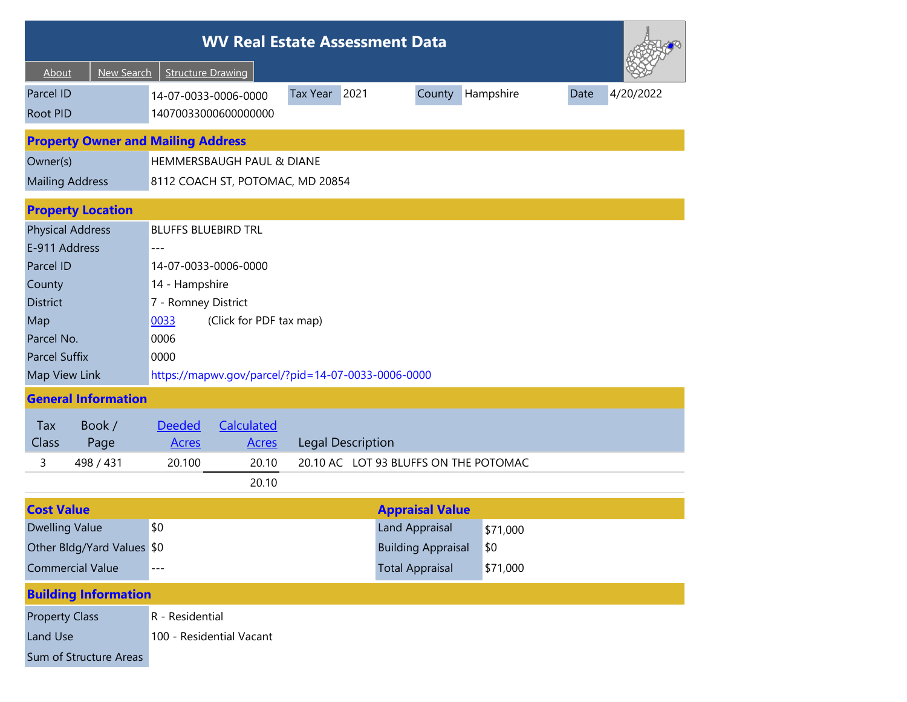# WV Real Estate Assessment Data

About | New Search | Structure Drawing

| Parcel ID | 14-07-0033-0006-0000 | Tax Year | 2021 | County | Hampshire | Date | 4/20/2022 |
|---|---|---|---|---|---|---|---|
| Root PID | 14070033000600000000 | | | | | | |

## Property Owner and Mailing Address

| | |
|---|---|
| Owner(s) | HEMMERSBAUGH PAUL & DIANE |
| Mailing Address | 8112 COACH ST, POTOMAC, MD 20854 |

## Property Location

| | |
|---|---|
| Physical Address | BLUFFS BLUEBIRD TRL |
| E-911 Address | --- |
| Parcel ID | 14-07-0033-0006-0000 |
| County | 14 - Hampshire |
| District | 7 - Romney District |
| Map | 0033 (Click for PDF tax map) |
| Parcel No. | 0006 |
| Parcel Suffix | 0000 |
| Map View Link | https://mapwv.gov/parcel/?pid=14-07-0033-0006-0000 |

## General Information

| Tax Class | Book / Page | Deeded Acres | Calculated Acres | Legal Description |
|---|---|---|---|---|
| 3 | 498 / 431 | 20.100 | 20.10 | 20.10 AC LOT 93 BLUFFS ON THE POTOMAC |
| | | | 20.10 | |

## Cost Value

| | |
|---|---|
| Dwelling Value | $0 |
| Other Bldg/Yard Values | $0 |
| Commercial Value | --- |

## Appraisal Value

| | |
|---|---|
| Land Appraisal | $71,000 |
| Building Appraisal | $0 |
| Total Appraisal | $71,000 |

## Building Information

| | |
|---|---|
| Property Class | R - Residential |
| Land Use | 100 - Residential Vacant |
| Sum of Structure Areas | |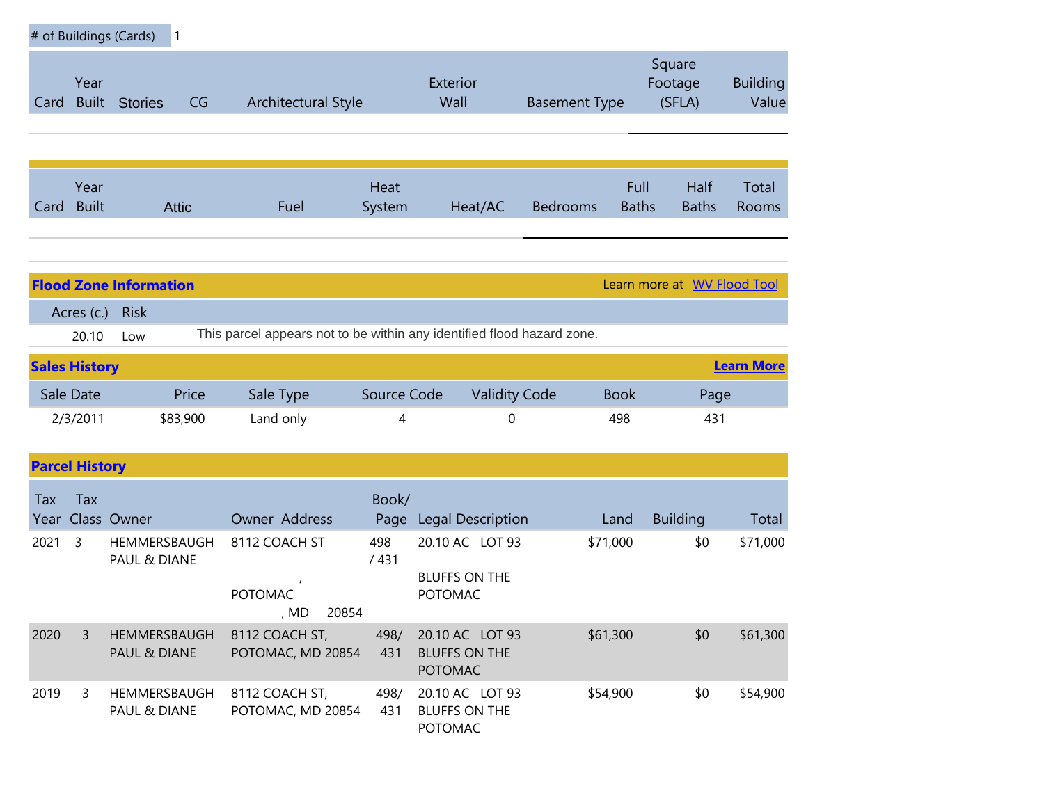| # of Buildings (Cards) | 1 |
|---|---|

| Card | Year Built | Stories | CG | Architectural Style | Exterior Wall | Basement Type | Square Footage (SFLA) | Building Value |
|---|---|---|---|---|---|---|---|---|

| Card | Year Built | Attic | Fuel | Heat System | Heat/AC | Bedrooms | Full Baths | Half Baths | Total Rooms |
|---|---|---|---|---|---|---|---|---|---|

## Flood Zone Information

Learn more at WV Flood Tool

| Acres (c.) | Risk | |
|---|---|---|
| 20.10 | Low | This parcel appears not to be within any identified flood hazard zone. |

## Sales History

Learn More

| Sale Date | Price | Sale Type | Source Code | Validity Code | Book | Page |
|---|---|---|---|---|---|---|
| 2/3/2011 | $83,900 | Land only | 4 | 0 | 498 | 431 |

## Parcel History

| Tax Year | Tax Class | Owner | Owner Address | Book/ Page | Legal Description | Land | Building | Total |
|---|---|---|---|---|---|---|---|---|
| 2021 | 3 | HEMMERSBAUGH PAUL & DIANE | 8112 COACH ST , POTOMAC , MD 20854 | 498 / 431 | 20.10 AC LOT 93 BLUFFS ON THE POTOMAC | $71,000 | $0 | $71,000 |
| 2020 | 3 | HEMMERSBAUGH PAUL & DIANE | 8112 COACH ST, POTOMAC, MD 20854 | 498/ 431 | 20.10 AC LOT 93 BLUFFS ON THE POTOMAC | $61,300 | $0 | $61,300 |
| 2019 | 3 | HEMMERSBAUGH PAUL & DIANE | 8112 COACH ST, POTOMAC, MD 20854 | 498/ 431 | 20.10 AC LOT 93 BLUFFS ON THE POTOMAC | $54,900 | $0 | $54,900 |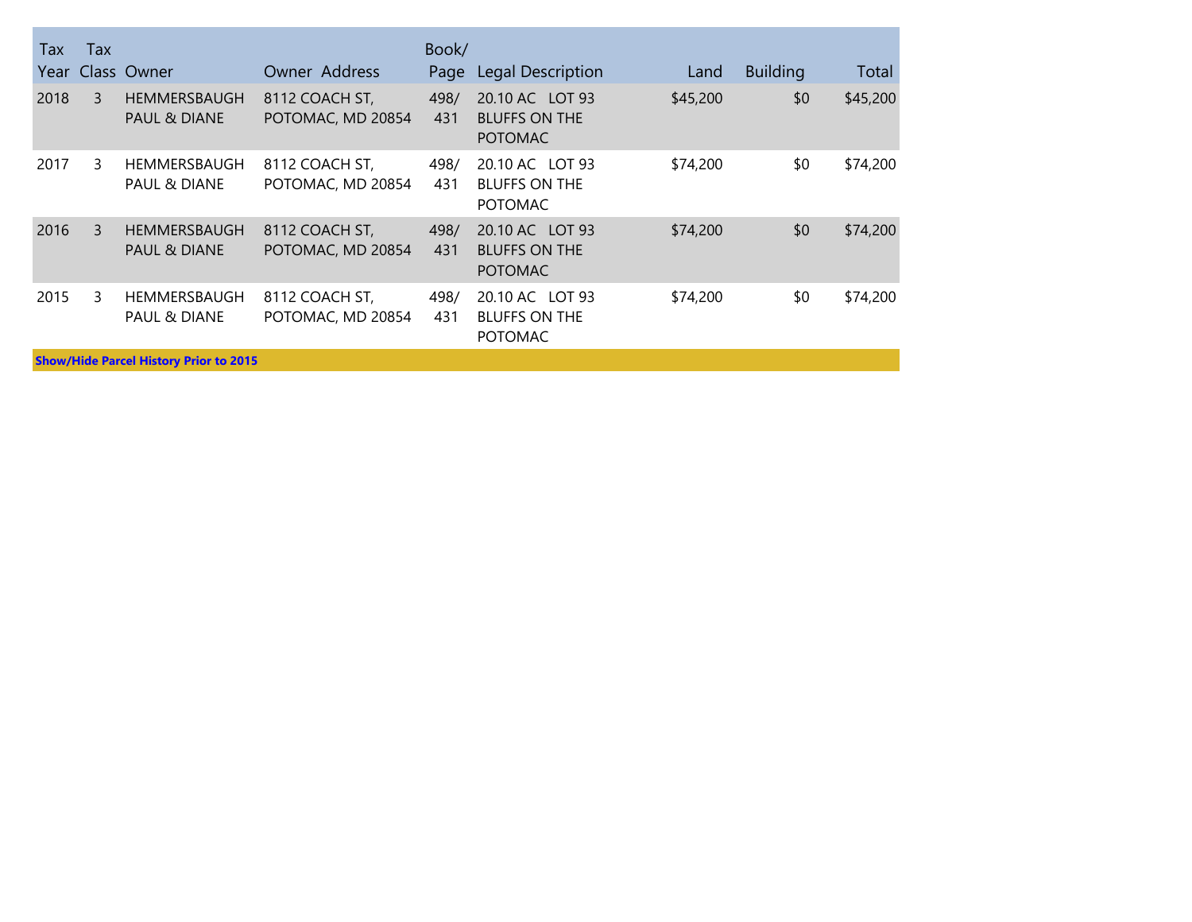| Tax Year | Tax Class | Owner | Owner Address | Book/ Page | Legal Description | Land | Building | Total |
|---|---|---|---|---|---|---|---|---|
| 2018 | 3 | HEMMERSBAUGH PAUL & DIANE | 8112 COACH ST, POTOMAC, MD 20854 | 498/ 431 | 20.10 AC LOT 93 BLUFFS ON THE POTOMAC | $45,200 | $0 | $45,200 |
| 2017 | 3 | HEMMERSBAUGH PAUL & DIANE | 8112 COACH ST, POTOMAC, MD 20854 | 498/ 431 | 20.10 AC LOT 93 BLUFFS ON THE POTOMAC | $74,200 | $0 | $74,200 |
| 2016 | 3 | HEMMERSBAUGH PAUL & DIANE | 8112 COACH ST, POTOMAC, MD 20854 | 498/ 431 | 20.10 AC LOT 93 BLUFFS ON THE POTOMAC | $74,200 | $0 | $74,200 |
| 2015 | 3 | HEMMERSBAUGH PAUL & DIANE | 8112 COACH ST, POTOMAC, MD 20854 | 498/ 431 | 20.10 AC LOT 93 BLUFFS ON THE POTOMAC | $74,200 | $0 | $74,200 |

**Show/Hide Parcel History Prior to 2015**